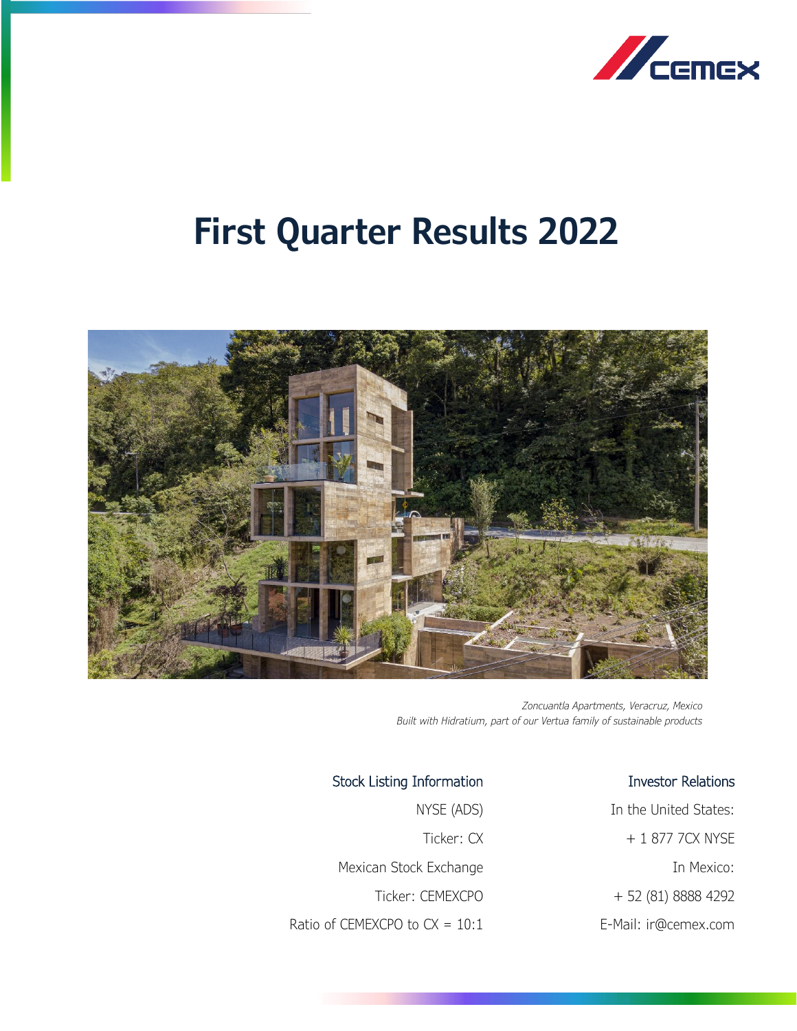# First Quarter Results 2022

*Zoncuantla Apartments, Veracruz, Mexico*
*Built with Hidratium, part of our Vertua family of sustainable products*

**Stock Listing Information**

NYSE (ADS)

Ticker: CX

Mexican Stock Exchange

Ticker: CEMEXCPO

Ratio of CEMEXCPO to CX = 10:1

**Investor Relations**

In the United States:

+ 1 877 7CX NYSE

In Mexico:

+ 52 (81) 8888 4292

E-Mail: ir@cemex.com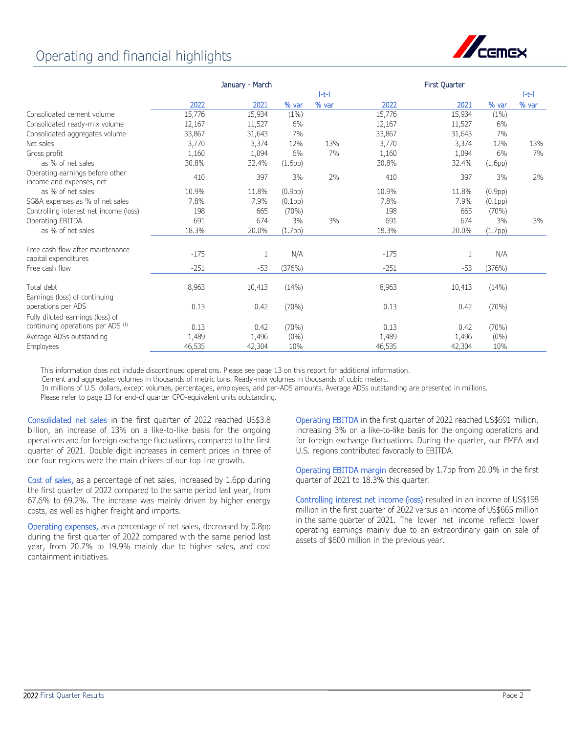# Operating and financial highlights

| | January - March | | | | First Quarter | | | |
|---|---|---|---|---|---|---|---|---|
| | 2022 | 2021 | % var | l-t-l % var | 2022 | 2021 | % var | l-t-l % var |
| Consolidated cement volume | 15,776 | 15,934 | (1%) | | 15,776 | 15,934 | (1%) | |
| Consolidated ready-mix volume | 12,167 | 11,527 | 6% | | 12,167 | 11,527 | 6% | |
| Consolidated aggregates volume | 33,867 | 31,643 | 7% | | 33,867 | 31,643 | 7% | |
| Net sales | 3,770 | 3,374 | 12% | 13% | 3,770 | 3,374 | 12% | 13% |
| Gross profit | 1,160 | 1,094 | 6% | 7% | 1,160 | 1,094 | 6% | 7% |
| as % of net sales | 30.8% | 32.4% | (1.6pp) | | 30.8% | 32.4% | (1.6pp) | |
| Operating earnings before other income and expenses, net | 410 | 397 | 3% | 2% | 410 | 397 | 3% | 2% |
| as % of net sales | 10.9% | 11.8% | (0.9pp) | | 10.9% | 11.8% | (0.9pp) | |
| SG&A expenses as % of net sales | 7.8% | 7.9% | (0.1pp) | | 7.8% | 7.9% | (0.1pp) | |
| Controlling interest net income (loss) | 198 | 665 | (70%) | | 198 | 665 | (70%) | |
| Operating EBITDA | 691 | 674 | 3% | 3% | 691 | 674 | 3% | 3% |
| as % of net sales | 18.3% | 20.0% | (1.7pp) | | 18.3% | 20.0% | (1.7pp) | |
| Free cash flow after maintenance capital expenditures | -175 | 1 | N/A | | -175 | 1 | N/A | |
| Free cash flow | -251 | -53 | (376%) | | -251 | -53 | (376%) | |
| Total debt | 8,963 | 10,413 | (14%) | | 8,963 | 10,413 | (14%) | |
| Earnings (loss) of continuing operations per ADS | 0.13 | 0.42 | (70%) | | 0.13 | 0.42 | (70%) | |
| Fully diluted earnings (loss) of continuing operations per ADS [1] | 0.13 | 0.42 | (70%) | | 0.13 | 0.42 | (70%) | |
| Average ADSs outstanding | 1,489 | 1,496 | (0%) | | 1,489 | 1,496 | (0%) | |
| Employees | 46,535 | 42,304 | 10% | | 46,535 | 42,304 | 10% | |

This information does not include discontinued operations. Please see page 13 on this report for additional information.
Cement and aggregates volumes in thousands of metric tons. Ready-mix volumes in thousands of cubic meters.
In millions of U.S. dollars, except volumes, percentages, employees, and per-ADS amounts. Average ADSs outstanding are presented in millions.
Please refer to page 13 for end-of quarter CPO-equivalent units outstanding.

**Consolidated net sales** in the first quarter of 2022 reached US$3.8 billion, an increase of 13% on a like-to-like basis for the ongoing operations and for foreign exchange fluctuations, compared to the first quarter of 2021. Double digit increases in cement prices in three of our four regions were the main drivers of our top line growth.

**Cost of sales,** as a percentage of net sales, increased by 1.6pp during the first quarter of 2022 compared to the same period last year, from 67.6% to 69.2%. The increase was mainly driven by higher energy costs, as well as higher freight and imports.

**Operating expenses,** as a percentage of net sales, decreased by 0.8pp during the first quarter of 2022 compared with the same period last year, from 20.7% to 19.9% mainly due to higher sales, and cost containment initiatives.

**Operating EBITDA** in the first quarter of 2022 reached US$691 million, increasing 3% on a like-to-like basis for the ongoing operations and for foreign exchange fluctuations. During the quarter, our EMEA and U.S. regions contributed favorably to EBITDA.

**Operating EBITDA margin** decreased by 1.7pp from 20.0% in the first quarter of 2021 to 18.3% this quarter.

**Controlling interest net income (loss)** resulted in an income of US$198 million in the first quarter of 2022 versus an income of US$665 million in the same quarter of 2021. The lower net income reflects lower operating earnings mainly due to an extraordinary gain on sale of assets of $600 million in the previous year.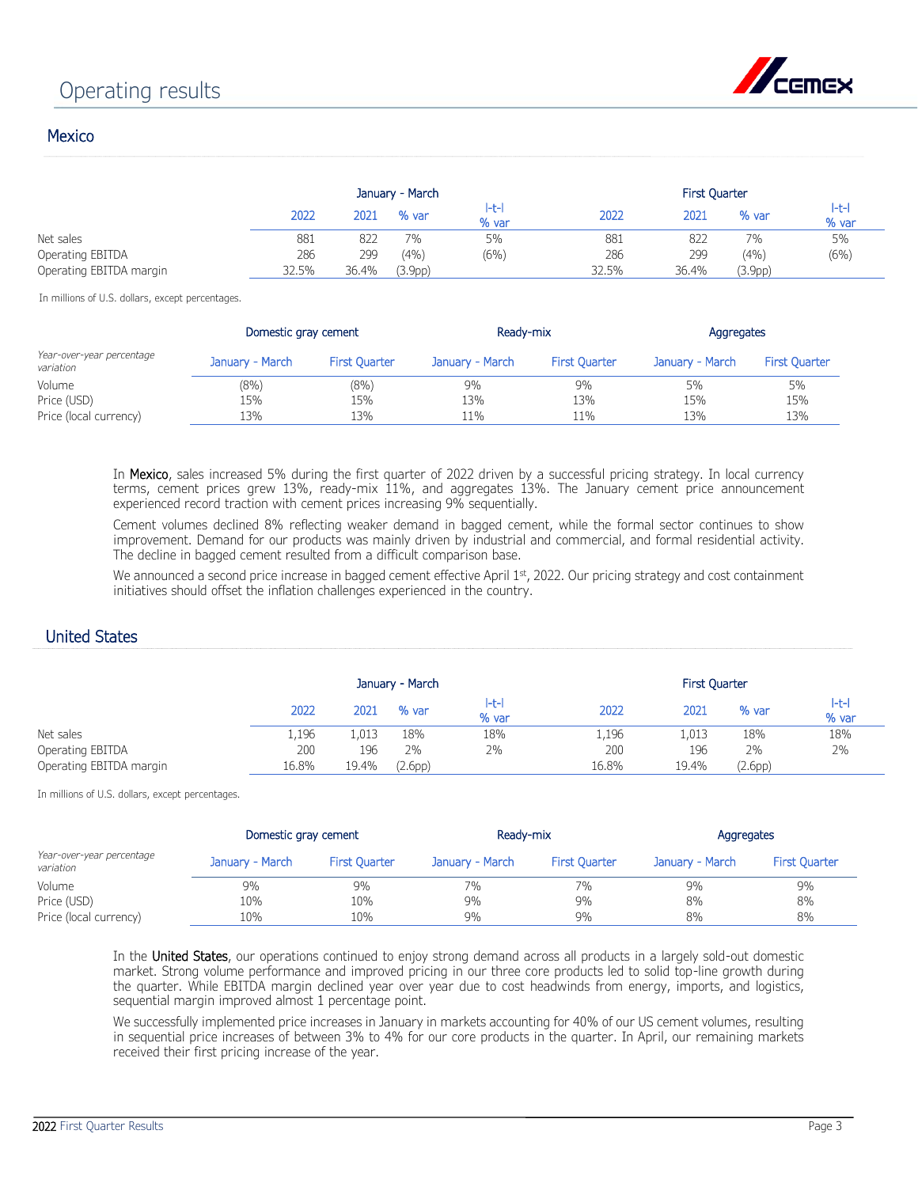# Operating results

## Mexico

| | January - March | | | | First Quarter | | | |
|---|---|---|---|---|---|---|---|---|
| | 2022 | 2021 | % var | l-t-l % var | 2022 | 2021 | % var | l-t-l % var |
| Net sales | 881 | 822 | 7% | 5% | 881 | 822 | 7% | 5% |
| Operating EBITDA | 286 | 299 | (4%) | (6%) | 286 | 299 | (4%) | (6%) |
| Operating EBITDA margin | 32.5% | 36.4% | (3.9pp) | | 32.5% | 36.4% | (3.9pp) | |

In millions of U.S. dollars, except percentages.

| | Domestic gray cement | | Ready-mix | | Aggregates | |
|---|---|---|---|---|---|---|
| *Year-over-year percentage variation* | January - March | First Quarter | January - March | First Quarter | January - March | First Quarter |
| Volume | (8%) | (8%) | 9% | 9% | 5% | 5% |
| Price (USD) | 15% | 15% | 13% | 13% | 15% | 15% |
| Price (local currency) | 13% | 13% | 11% | 11% | 13% | 13% |

In **Mexico**, sales increased 5% during the first quarter of 2022 driven by a successful pricing strategy. In local currency terms, cement prices grew 13%, ready-mix 11%, and aggregates 13%. The January cement price announcement experienced record traction with cement prices increasing 9% sequentially.

Cement volumes declined 8% reflecting weaker demand in bagged cement, while the formal sector continues to show improvement. Demand for our products was mainly driven by industrial and commercial, and formal residential activity. The decline in bagged cement resulted from a difficult comparison base.

We announced a second price increase in bagged cement effective April 1st, 2022. Our pricing strategy and cost containment initiatives should offset the inflation challenges experienced in the country.

## United States

| | January - March | | | | First Quarter | | | |
|---|---|---|---|---|---|---|---|---|
| | 2022 | 2021 | % var | l-t-l % var | 2022 | 2021 | % var | l-t-l % var |
| Net sales | 1,196 | 1,013 | 18% | 18% | 1,196 | 1,013 | 18% | 18% |
| Operating EBITDA | 200 | 196 | 2% | 2% | 200 | 196 | 2% | 2% |
| Operating EBITDA margin | 16.8% | 19.4% | (2.6pp) | | 16.8% | 19.4% | (2.6pp) | |

In millions of U.S. dollars, except percentages.

| | Domestic gray cement | | Ready-mix | | Aggregates | |
|---|---|---|---|---|---|---|
| *Year-over-year percentage variation* | January - March | First Quarter | January - March | First Quarter | January - March | First Quarter |
| Volume | 9% | 9% | 7% | 7% | 9% | 9% |
| Price (USD) | 10% | 10% | 9% | 9% | 8% | 8% |
| Price (local currency) | 10% | 10% | 9% | 9% | 8% | 8% |

In the **United States**, our operations continued to enjoy strong demand across all products in a largely sold-out domestic market. Strong volume performance and improved pricing in our three core products led to solid top-line growth during the quarter. While EBITDA margin declined year over year due to cost headwinds from energy, imports, and logistics, sequential margin improved almost 1 percentage point.

We successfully implemented price increases in January in markets accounting for 40% of our US cement volumes, resulting in sequential price increases of between 3% to 4% for our core products in the quarter. In April, our remaining markets received their first pricing increase of the year.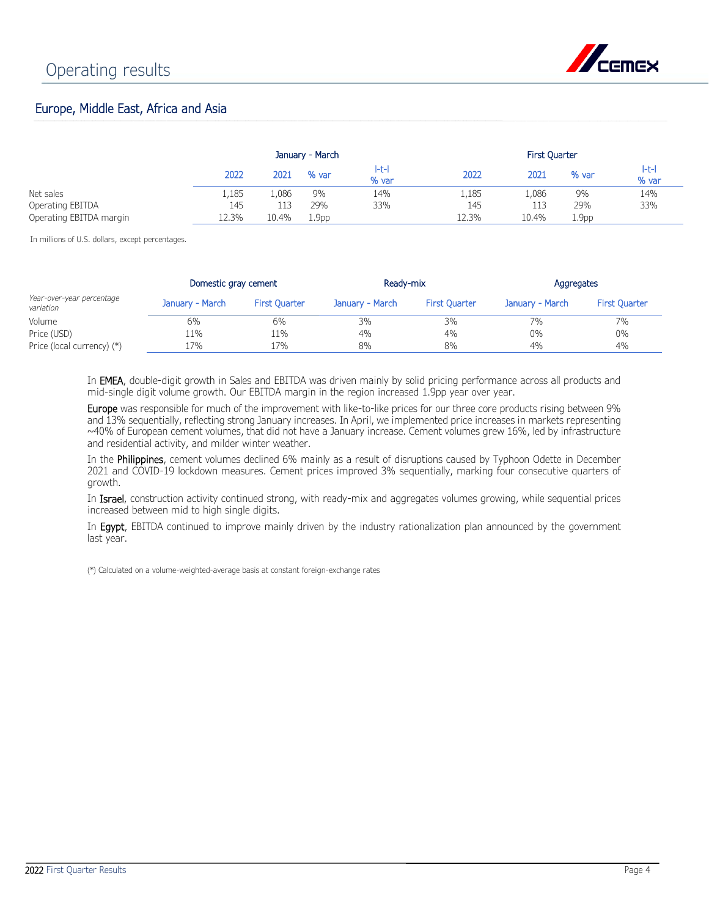# Operating results

## Europe, Middle East, Africa and Asia

| | January - March | | | | First Quarter | | | |
|---|---|---|---|---|---|---|---|---|
| | 2022 | 2021 | % var | l-t-l % var | 2022 | 2021 | % var | l-t-l % var |
| Net sales | 1,185 | 1,086 | 9% | 14% | 1,185 | 1,086 | 9% | 14% |
| Operating EBITDA | 145 | 113 | 29% | 33% | 145 | 113 | 29% | 33% |
| Operating EBITDA margin | 12.3% | 10.4% | 1.9pp | | 12.3% | 10.4% | 1.9pp | |

In millions of U.S. dollars, except percentages.

| | Domestic gray cement | | Ready-mix | | Aggregates | |
|---|---|---|---|---|---|---|
| *Year-over-year percentage variation* | January - March | First Quarter | January - March | First Quarter | January - March | First Quarter |
| Volume | 6% | 6% | 3% | 3% | 7% | 7% |
| Price (USD) | 11% | 11% | 4% | 4% | 0% | 0% |
| Price (local currency) (*) | 17% | 17% | 8% | 8% | 4% | 4% |

In EMEA, double-digit growth in Sales and EBITDA was driven mainly by solid pricing performance across all products and mid-single digit volume growth. Our EBITDA margin in the region increased 1.9pp year over year.

Europe was responsible for much of the improvement with like-to-like prices for our three core products rising between 9% and 13% sequentially, reflecting strong January increases. In April, we implemented price increases in markets representing ~40% of European cement volumes, that did not have a January increase. Cement volumes grew 16%, led by infrastructure and residential activity, and milder winter weather.

In the Philippines, cement volumes declined 6% mainly as a result of disruptions caused by Typhoon Odette in December 2021 and COVID-19 lockdown measures. Cement prices improved 3% sequentially, marking four consecutive quarters of growth.

In Israel, construction activity continued strong, with ready-mix and aggregates volumes growing, while sequential prices increased between mid to high single digits.

In Egypt, EBITDA continued to improve mainly driven by the industry rationalization plan announced by the government last year.

(*) Calculated on a volume-weighted-average basis at constant foreign-exchange rates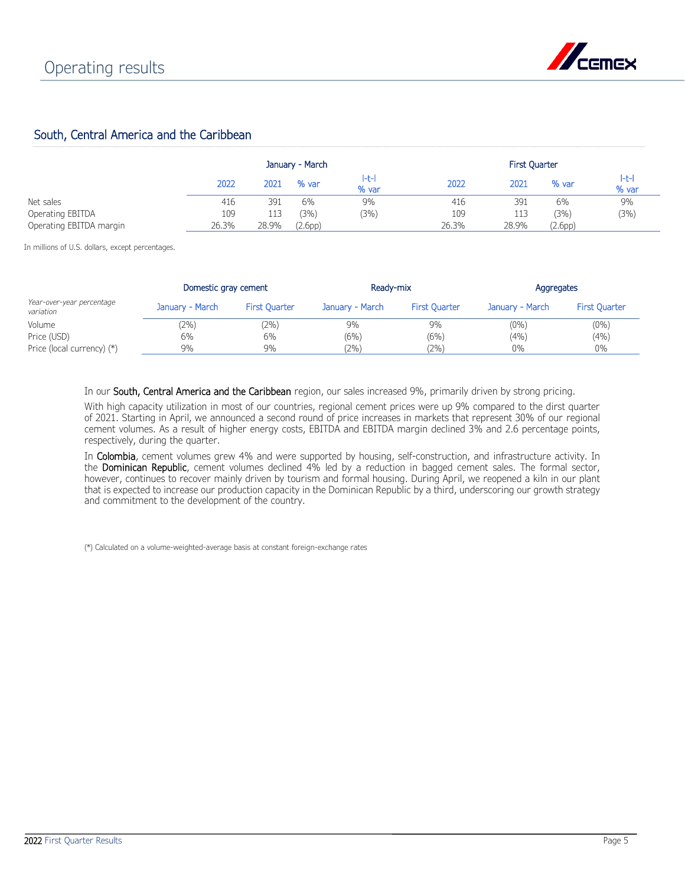# Operating results

## South, Central America and the Caribbean

| | January - March | | | | First Quarter | | | |
|---|---|---|---|---|---|---|---|---|
| | 2022 | 2021 | % var | l-t-l % var | 2022 | 2021 | % var | l-t-l % var |
| Net sales | 416 | 391 | 6% | 9% | 416 | 391 | 6% | 9% |
| Operating EBITDA | 109 | 113 | (3%) | (3%) | 109 | 113 | (3%) | (3%) |
| Operating EBITDA margin | 26.3% | 28.9% | (2.6pp) | | 26.3% | 28.9% | (2.6pp) | |

In millions of U.S. dollars, except percentages.

| | Domestic gray cement | | Ready-mix | | Aggregates | |
|---|---|---|---|---|---|---|
| *Year-over-year percentage variation* | January - March | First Quarter | January - March | First Quarter | January - March | First Quarter |
| Volume | (2%) | (2%) | 9% | 9% | (0%) | (0%) |
| Price (USD) | 6% | 6% | (6%) | (6%) | (4%) | (4%) |
| Price (local currency) (*) | 9% | 9% | (2%) | (2%) | 0% | 0% |

In our **South, Central America and the Caribbean** region, our sales increased 9%, primarily driven by strong pricing.

With high capacity utilization in most of our countries, regional cement prices were up 9% compared to the dirst quarter of 2021. Starting in April, we announced a second round of price increases in markets that represent 30% of our regional cement volumes. As a result of higher energy costs, EBITDA and EBITDA margin declined 3% and 2.6 percentage points, respectively, during the quarter.

In **Colombia**, cement volumes grew 4% and were supported by housing, self-construction, and infrastructure activity. In the **Dominican Republic**, cement volumes declined 4% led by a reduction in bagged cement sales. The formal sector, however, continues to recover mainly driven by tourism and formal housing. During April, we reopened a kiln in our plant that is expected to increase our production capacity in the Dominican Republic by a third, underscoring our growth strategy and commitment to the development of the country.

(*) Calculated on a volume-weighted-average basis at constant foreign-exchange rates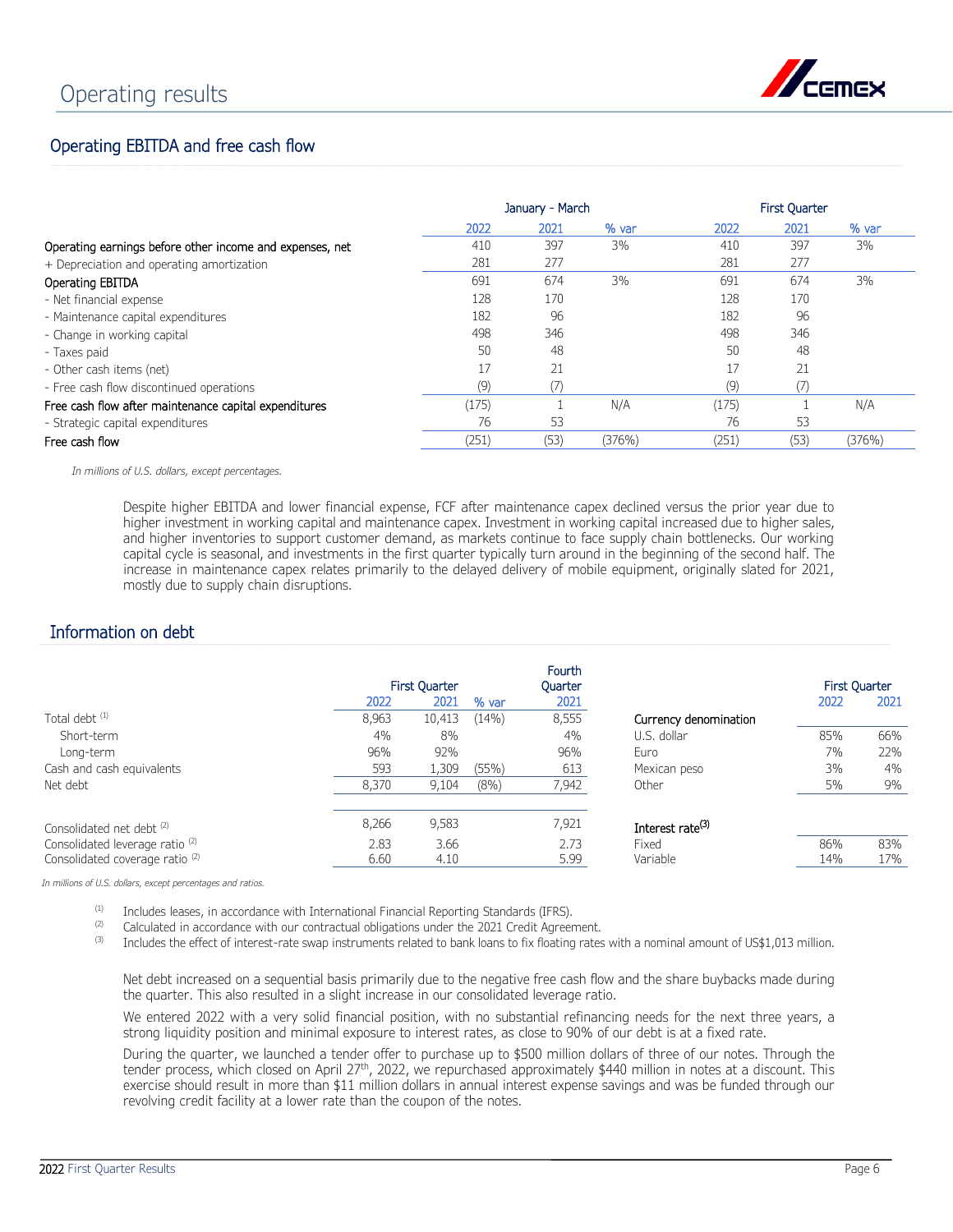# Operating results

## Operating EBITDA and free cash flow

| | January - March | | | First Quarter | | |
|---|---|---|---|---|---|---|
| | 2022 | 2021 | % var | 2022 | 2021 | % var |
| Operating earnings before other income and expenses, net | 410 | 397 | 3% | 410 | 397 | 3% |
| + Depreciation and operating amortization | 281 | 277 | | 281 | 277 | |
| Operating EBITDA | 691 | 674 | 3% | 691 | 674 | 3% |
| - Net financial expense | 128 | 170 | | 128 | 170 | |
| - Maintenance capital expenditures | 182 | 96 | | 182 | 96 | |
| - Change in working capital | 498 | 346 | | 498 | 346 | |
| - Taxes paid | 50 | 48 | | 50 | 48 | |
| - Other cash items (net) | 17 | 21 | | 17 | 21 | |
| - Free cash flow discontinued operations | (9) | (7) | | (9) | (7) | |
| Free cash flow after maintenance capital expenditures | (175) | 1 | N/A | (175) | 1 | N/A |
| - Strategic capital expenditures | 76 | 53 | | 76 | 53 | |
| Free cash flow | (251) | (53) | (376%) | (251) | (53) | (376%) |

*In millions of U.S. dollars, except percentages.*

Despite higher EBITDA and lower financial expense, FCF after maintenance capex declined versus the prior year due to higher investment in working capital and maintenance capex. Investment in working capital increased due to higher sales, and higher inventories to support customer demand, as markets continue to face supply chain bottlenecks. Our working capital cycle is seasonal, and investments in the first quarter typically turn around in the beginning of the second half. The increase in maintenance capex relates primarily to the delayed delivery of mobile equipment, originally slated for 2021, mostly due to supply chain disruptions.

## Information on debt

| | First Quarter | | | Fourth Quarter |
|---|---|---|---|---|
| | 2022 | 2021 | % var | 2021 |
| Total debt [(1)] | 8,963 | 10,413 | (14%) | 8,555 |
| Short-term | 4% | 8% | | 4% |
| Long-term | 96% | 92% | | 96% |
| Cash and cash equivalents | 593 | 1,309 | (55%) | 613 |
| Net debt | 8,370 | 9,104 | (8%) | 7,942 |
| | | | | |
| Consolidated net debt [(2)] | 8,266 | 9,583 | | 7,921 |
| Consolidated leverage ratio [(2)] | 2.83 | 3.66 | | 2.73 |
| Consolidated coverage ratio [(2)] | 6.60 | 4.10 | | 5.99 |

| | First Quarter | |
|---|---|---|
| | 2022 | 2021 |
| **Currency denomination** | | |
| U.S. dollar | 85% | 66% |
| Euro | 7% | 22% |
| Mexican peso | 3% | 4% |
| Other | 5% | 9% |
| **Interest rate[(3)]** | | |
| Fixed | 86% | 83% |
| Variable | 14% | 17% |

*In millions of U.S. dollars, except percentages and ratios.*

(1) Includes leases, in accordance with International Financial Reporting Standards (IFRS).
(2) Calculated in accordance with our contractual obligations under the 2021 Credit Agreement.
(3) Includes the effect of interest-rate swap instruments related to bank loans to fix floating rates with a nominal amount of US$1,013 million.

Net debt increased on a sequential basis primarily due to the negative free cash flow and the share buybacks made during the quarter. This also resulted in a slight increase in our consolidated leverage ratio.

We entered 2022 with a very solid financial position, with no substantial refinancing needs for the next three years, a strong liquidity position and minimal exposure to interest rates, as close to 90% of our debt is at a fixed rate.

During the quarter, we launched a tender offer to purchase up to $500 million dollars of three of our notes. Through the tender process, which closed on April 27th, 2022, we repurchased approximately $440 million in notes at a discount. This exercise should result in more than $11 million dollars in annual interest expense savings and was be funded through our revolving credit facility at a lower rate than the coupon of the notes.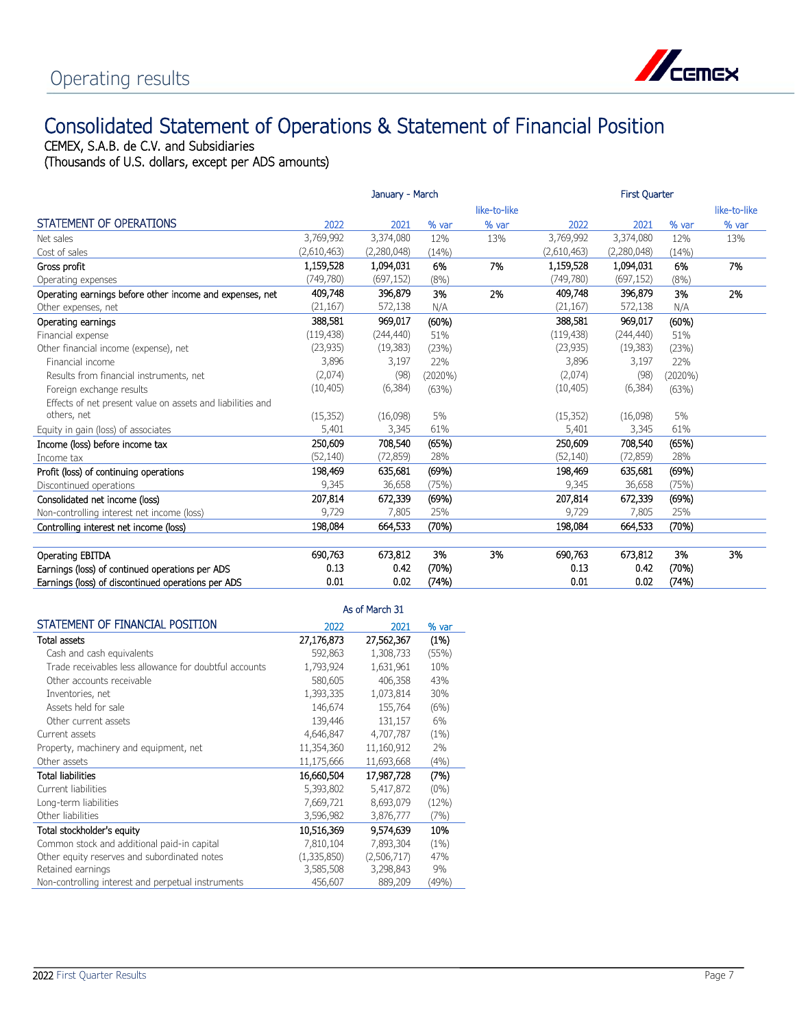## Operating results

# Consolidated Statement of Operations & Statement of Financial Position

CEMEX, S.A.B. de C.V. and Subsidiaries
(Thousands of U.S. dollars, except per ADS amounts)

| | January - March | | | | First Quarter | | | |
|---|---|---|---|---|---|---|---|---|
| | | | | like-to-like | | | | like-to-like |
| **STATEMENT OF OPERATIONS** | 2022 | 2021 | % var | % var | 2022 | 2021 | % var | % var |
| Net sales | 3,769,992 | 3,374,080 | 12% | 13% | 3,769,992 | 3,374,080 | 12% | 13% |
| Cost of sales | (2,610,463) | (2,280,048) | (14%) | | (2,610,463) | (2,280,048) | (14%) | |
| Gross profit | 1,159,528 | 1,094,031 | 6% | 7% | 1,159,528 | 1,094,031 | 6% | 7% |
| Operating expenses | (749,780) | (697,152) | (8%) | | (749,780) | (697,152) | (8%) | |
| Operating earnings before other income and expenses, net | 409,748 | 396,879 | 3% | 2% | 409,748 | 396,879 | 3% | 2% |
| Other expenses, net | (21,167) | 572,138 | N/A | | (21,167) | 572,138 | N/A | |
| Operating earnings | 388,581 | 969,017 | (60%) | | 388,581 | 969,017 | (60%) | |
| Financial expense | (119,438) | (244,440) | 51% | | (119,438) | (244,440) | 51% | |
| Other financial income (expense), net | (23,935) | (19,383) | (23%) | | (23,935) | (19,383) | (23%) | |
| Financial income | 3,896 | 3,197 | 22% | | 3,896 | 3,197 | 22% | |
| Results from financial instruments, net | (2,074) | (98) | (2020%) | | (2,074) | (98) | (2020%) | |
| Foreign exchange results | (10,405) | (6,384) | (63%) | | (10,405) | (6,384) | (63%) | |
| Effects of net present value on assets and liabilities and others, net | (15,352) | (16,098) | 5% | | (15,352) | (16,098) | 5% | |
| Equity in gain (loss) of associates | 5,401 | 3,345 | 61% | | 5,401 | 3,345 | 61% | |
| Income (loss) before income tax | 250,609 | 708,540 | (65%) | | 250,609 | 708,540 | (65%) | |
| Income tax | (52,140) | (72,859) | 28% | | (52,140) | (72,859) | 28% | |
| Profit (loss) of continuing operations | 198,469 | 635,681 | (69%) | | 198,469 | 635,681 | (69%) | |
| Discontinued operations | 9,345 | 36,658 | (75%) | | 9,345 | 36,658 | (75%) | |
| Consolidated net income (loss) | 207,814 | 672,339 | (69%) | | 207,814 | 672,339 | (69%) | |
| Non-controlling interest net income (loss) | 9,729 | 7,805 | 25% | | 9,729 | 7,805 | 25% | |
| Controlling interest net income (loss) | 198,084 | 664,533 | (70%) | | 198,084 | 664,533 | (70%) | |
| | | | | | | | | |
| Operating EBITDA | 690,763 | 673,812 | 3% | 3% | 690,763 | 673,812 | 3% | 3% |
| Earnings (loss) of continued operations per ADS | 0.13 | 0.42 | (70%) | | 0.13 | 0.42 | (70%) | |
| Earnings (loss) of discontinued operations per ADS | 0.01 | 0.02 | (74%) | | 0.01 | 0.02 | (74%) | |

| | As of March 31 | | |
|---|---|---|---|
| **STATEMENT OF FINANCIAL POSITION** | 2022 | 2021 | % var |
| Total assets | 27,176,873 | 27,562,367 | (1%) |
| Cash and cash equivalents | 592,863 | 1,308,733 | (55%) |
| Trade receivables less allowance for doubtful accounts | 1,793,924 | 1,631,961 | 10% |
| Other accounts receivable | 580,605 | 406,358 | 43% |
| Inventories, net | 1,393,335 | 1,073,814 | 30% |
| Assets held for sale | 146,674 | 155,764 | (6%) |
| Other current assets | 139,446 | 131,157 | 6% |
| Current assets | 4,646,847 | 4,707,787 | (1%) |
| Property, machinery and equipment, net | 11,354,360 | 11,160,912 | 2% |
| Other assets | 11,175,666 | 11,693,668 | (4%) |
| Total liabilities | 16,660,504 | 17,987,728 | (7%) |
| Current liabilities | 5,393,802 | 5,417,872 | (0%) |
| Long-term liabilities | 7,669,721 | 8,693,079 | (12%) |
| Other liabilities | 3,596,982 | 3,876,777 | (7%) |
| Total stockholder's equity | 10,516,369 | 9,574,639 | 10% |
| Common stock and additional paid-in capital | 7,810,104 | 7,893,304 | (1%) |
| Other equity reserves and subordinated notes | (1,335,850) | (2,506,717) | 47% |
| Retained earnings | 3,585,508 | 3,298,843 | 9% |
| Non-controlling interest and perpetual instruments | 456,607 | 889,209 | (49%) |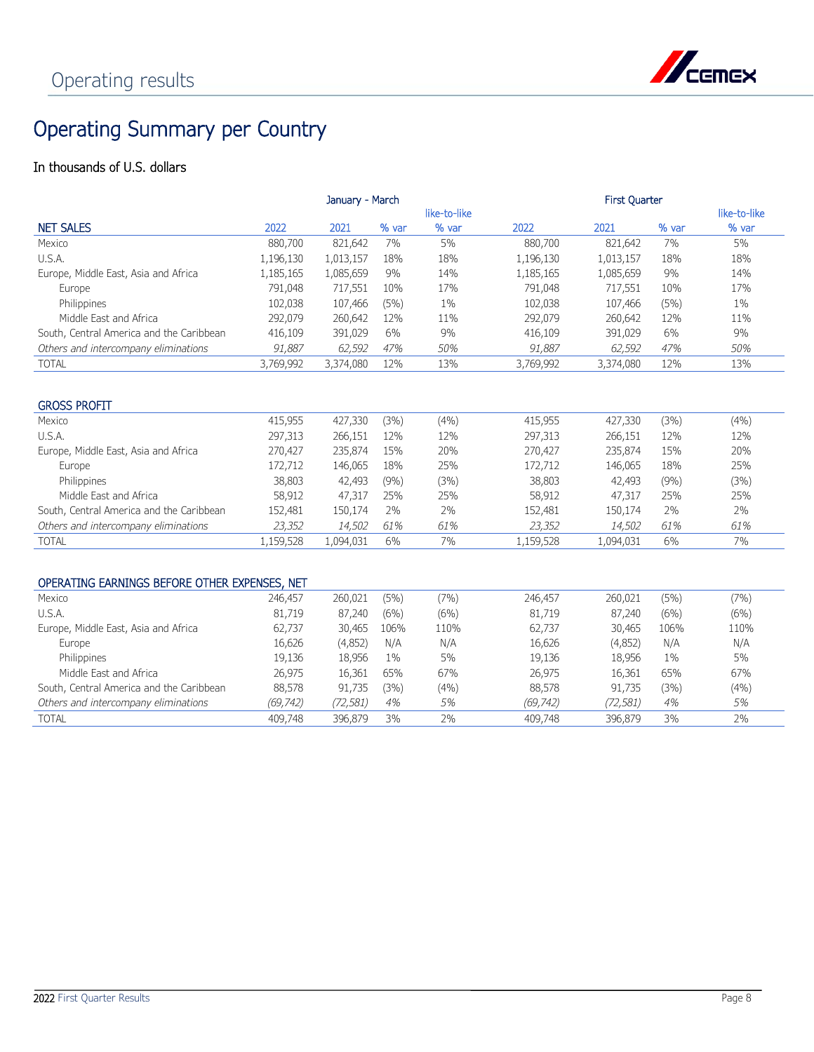# Operating results

## Operating Summary per Country

In thousands of U.S. dollars

| | January - March | | | | First Quarter | | | |
|---|---|---|---|---|---|---|---|---|
| | | | | like-to-like | | | | like-to-like |
| NET SALES | 2022 | 2021 | % var | % var | 2022 | 2021 | % var | % var |
| Mexico | 880,700 | 821,642 | 7% | 5% | 880,700 | 821,642 | 7% | 5% |
| U.S.A. | 1,196,130 | 1,013,157 | 18% | 18% | 1,196,130 | 1,013,157 | 18% | 18% |
| Europe, Middle East, Asia and Africa | 1,185,165 | 1,085,659 | 9% | 14% | 1,185,165 | 1,085,659 | 9% | 14% |
| Europe | 791,048 | 717,551 | 10% | 17% | 791,048 | 717,551 | 10% | 17% |
| Philippines | 102,038 | 107,466 | (5%) | 1% | 102,038 | 107,466 | (5%) | 1% |
| Middle East and Africa | 292,079 | 260,642 | 12% | 11% | 292,079 | 260,642 | 12% | 11% |
| South, Central America and the Caribbean | 416,109 | 391,029 | 6% | 9% | 416,109 | 391,029 | 6% | 9% |
| *Others and intercompany eliminations* | *91,887* | *62,592* | *47%* | *50%* | *91,887* | *62,592* | *47%* | *50%* |
| TOTAL | 3,769,992 | 3,374,080 | 12% | 13% | 3,769,992 | 3,374,080 | 12% | 13% |

| GROSS PROFIT | 2022 | 2021 | % var | like-to-like % var | 2022 | 2021 | % var | like-to-like % var |
|---|---|---|---|---|---|---|---|---|
| Mexico | 415,955 | 427,330 | (3%) | (4%) | 415,955 | 427,330 | (3%) | (4%) |
| U.S.A. | 297,313 | 266,151 | 12% | 12% | 297,313 | 266,151 | 12% | 12% |
| Europe, Middle East, Asia and Africa | 270,427 | 235,874 | 15% | 20% | 270,427 | 235,874 | 15% | 20% |
| Europe | 172,712 | 146,065 | 18% | 25% | 172,712 | 146,065 | 18% | 25% |
| Philippines | 38,803 | 42,493 | (9%) | (3%) | 38,803 | 42,493 | (9%) | (3%) |
| Middle East and Africa | 58,912 | 47,317 | 25% | 25% | 58,912 | 47,317 | 25% | 25% |
| South, Central America and the Caribbean | 152,481 | 150,174 | 2% | 2% | 152,481 | 150,174 | 2% | 2% |
| *Others and intercompany eliminations* | *23,352* | *14,502* | *61%* | *61%* | *23,352* | *14,502* | *61%* | *61%* |
| TOTAL | 1,159,528 | 1,094,031 | 6% | 7% | 1,159,528 | 1,094,031 | 6% | 7% |

| OPERATING EARNINGS BEFORE OTHER EXPENSES, NET | 2022 | 2021 | % var | like-to-like % var | 2022 | 2021 | % var | like-to-like % var |
|---|---|---|---|---|---|---|---|---|
| Mexico | 246,457 | 260,021 | (5%) | (7%) | 246,457 | 260,021 | (5%) | (7%) |
| U.S.A. | 81,719 | 87,240 | (6%) | (6%) | 81,719 | 87,240 | (6%) | (6%) |
| Europe, Middle East, Asia and Africa | 62,737 | 30,465 | 106% | 110% | 62,737 | 30,465 | 106% | 110% |
| Europe | 16,626 | (4,852) | N/A | N/A | 16,626 | (4,852) | N/A | N/A |
| Philippines | 19,136 | 18,956 | 1% | 5% | 19,136 | 18,956 | 1% | 5% |
| Middle East and Africa | 26,975 | 16,361 | 65% | 67% | 26,975 | 16,361 | 65% | 67% |
| South, Central America and the Caribbean | 88,578 | 91,735 | (3%) | (4%) | 88,578 | 91,735 | (3%) | (4%) |
| *Others and intercompany eliminations* | *(69,742)* | *(72,581)* | *4%* | *5%* | *(69,742)* | *(72,581)* | *4%* | *5%* |
| TOTAL | 409,748 | 396,879 | 3% | 2% | 409,748 | 396,879 | 3% | 2% |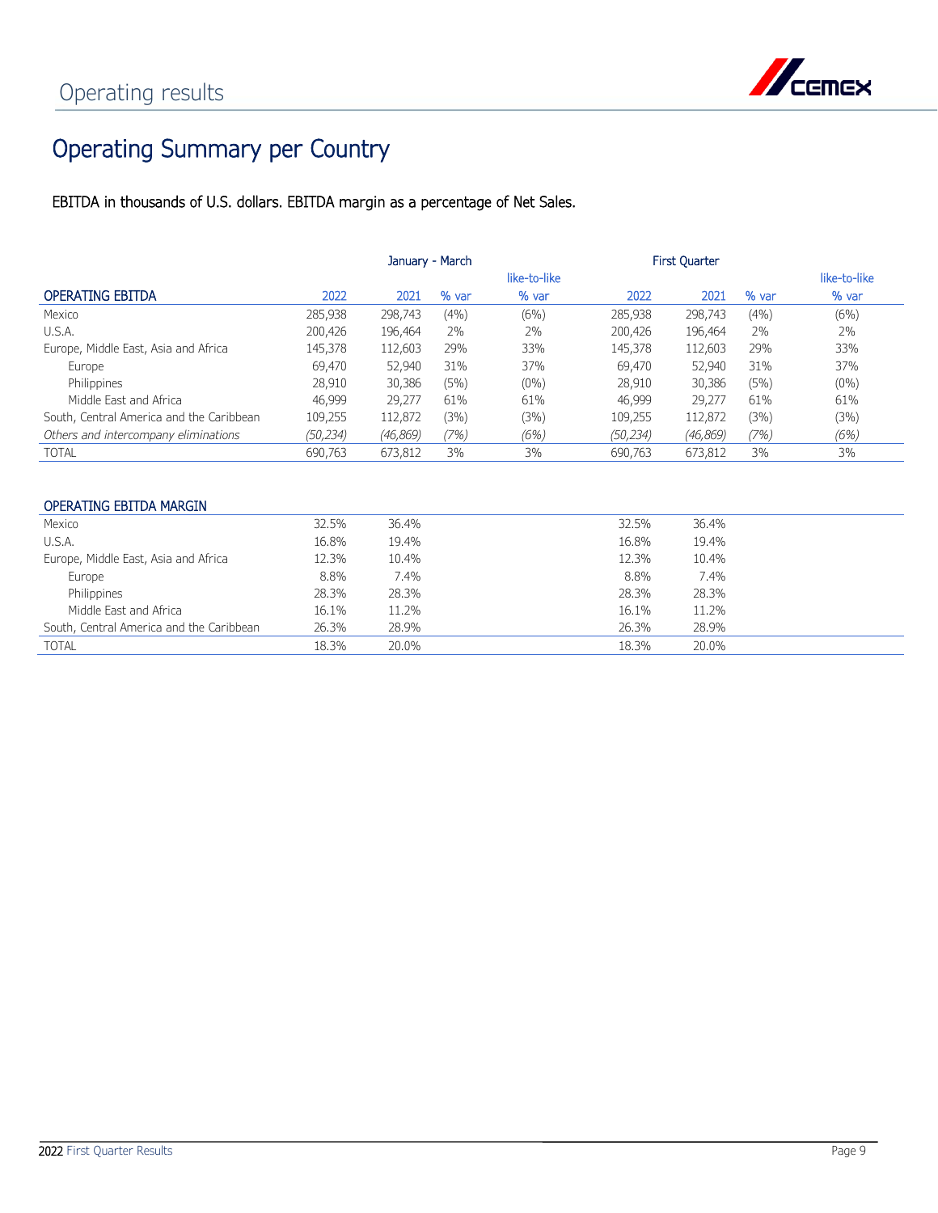# Operating results

## Operating Summary per Country

EBITDA in thousands of U.S. dollars. EBITDA margin as a percentage of Net Sales.

| | January - March | | | | First Quarter | | | |
|---|---|---|---|---|---|---|---|---|
| | | | | like-to-like | | | | like-to-like |
| OPERATING EBITDA | 2022 | 2021 | % var | % var | 2022 | 2021 | % var | % var |
| Mexico | 285,938 | 298,743 | (4%) | (6%) | 285,938 | 298,743 | (4%) | (6%) |
| U.S.A. | 200,426 | 196,464 | 2% | 2% | 200,426 | 196,464 | 2% | 2% |
| Europe, Middle East, Asia and Africa | 145,378 | 112,603 | 29% | 33% | 145,378 | 112,603 | 29% | 33% |
| Europe | 69,470 | 52,940 | 31% | 37% | 69,470 | 52,940 | 31% | 37% |
| Philippines | 28,910 | 30,386 | (5%) | (0%) | 28,910 | 30,386 | (5%) | (0%) |
| Middle East and Africa | 46,999 | 29,277 | 61% | 61% | 46,999 | 29,277 | 61% | 61% |
| South, Central America and the Caribbean | 109,255 | 112,872 | (3%) | (3%) | 109,255 | 112,872 | (3%) | (3%) |
| *Others and intercompany eliminations* | *(50,234)* | *(46,869)* | *(7%)* | *(6%)* | *(50,234)* | *(46,869)* | *(7%)* | *(6%)* |
| TOTAL | 690,763 | 673,812 | 3% | 3% | 690,763 | 673,812 | 3% | 3% |

| OPERATING EBITDA MARGIN | 2022 | 2021 | 2022 | 2021 |
|---|---|---|---|---|
| Mexico | 32.5% | 36.4% | 32.5% | 36.4% |
| U.S.A. | 16.8% | 19.4% | 16.8% | 19.4% |
| Europe, Middle East, Asia and Africa | 12.3% | 10.4% | 12.3% | 10.4% |
| Europe | 8.8% | 7.4% | 8.8% | 7.4% |
| Philippines | 28.3% | 28.3% | 28.3% | 28.3% |
| Middle East and Africa | 16.1% | 11.2% | 16.1% | 11.2% |
| South, Central America and the Caribbean | 26.3% | 28.9% | 26.3% | 28.9% |
| TOTAL | 18.3% | 20.0% | 18.3% | 20.0% |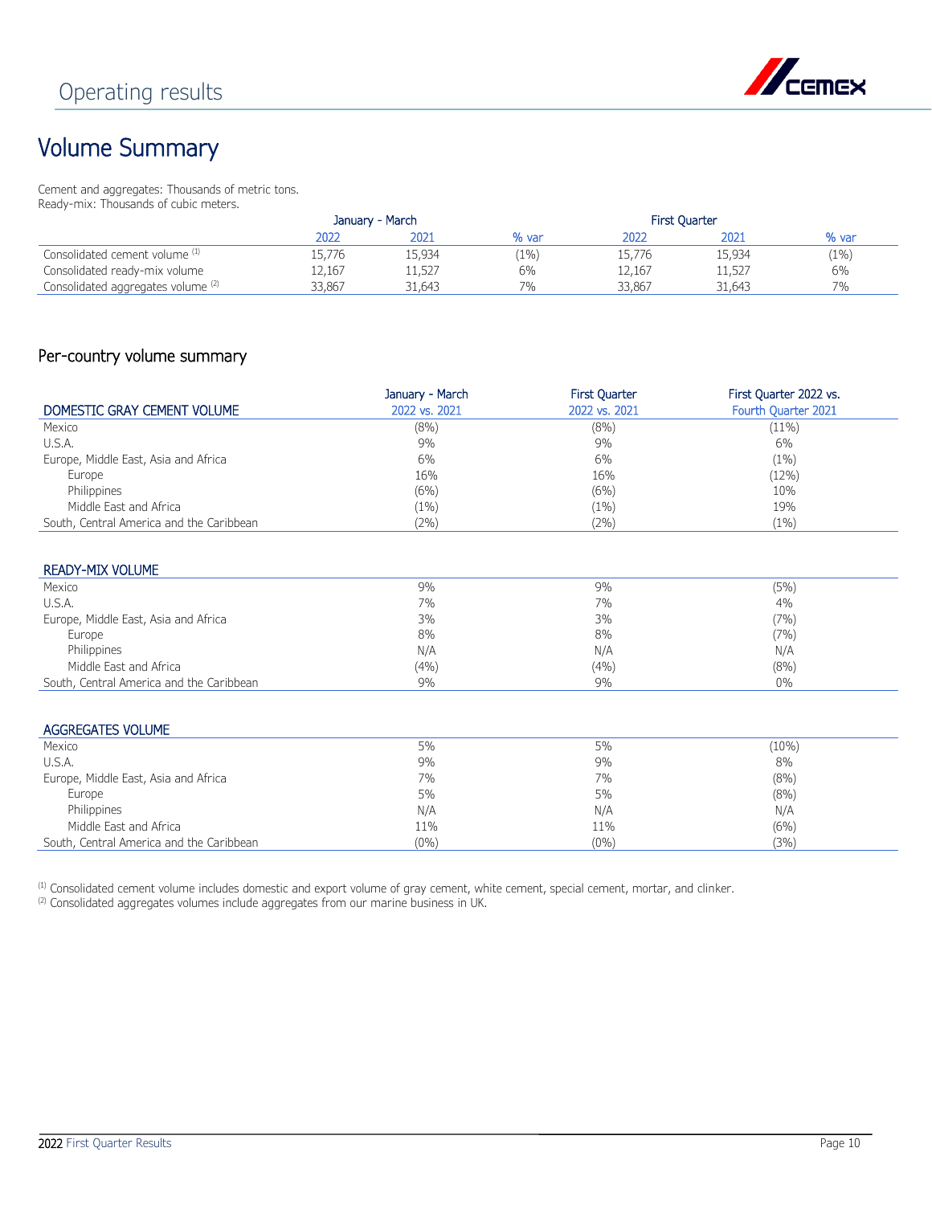# Operating results

## Volume Summary

Cement and aggregates: Thousands of metric tons.
Ready-mix: Thousands of cubic meters.

| | January - March | | | First Quarter | | |
|---|---|---|---|---|---|---|
| | 2022 | 2021 | % var | 2022 | 2021 | % var |
| Consolidated cement volume [1] | 15,776 | 15,934 | (1%) | 15,776 | 15,934 | (1%) |
| Consolidated ready-mix volume | 12,167 | 11,527 | 6% | 12,167 | 11,527 | 6% |
| Consolidated aggregates volume [2] | 33,867 | 31,643 | 7% | 33,867 | 31,643 | 7% |

### Per-country volume summary

| DOMESTIC GRAY CEMENT VOLUME | January - March 2022 vs. 2021 | First Quarter 2022 vs. 2021 | First Quarter 2022 vs. Fourth Quarter 2021 |
|---|---|---|---|
| Mexico | (8%) | (8%) | (11%) |
| U.S.A. | 9% | 9% | 6% |
| Europe, Middle East, Asia and Africa | 6% | 6% | (1%) |
| Europe | 16% | 16% | (12%) |
| Philippines | (6%) | (6%) | 10% |
| Middle East and Africa | (1%) | (1%) | 19% |
| South, Central America and the Caribbean | (2%) | (2%) | (1%) |

| READY-MIX VOLUME | | | |
|---|---|---|---|
| Mexico | 9% | 9% | (5%) |
| U.S.A. | 7% | 7% | 4% |
| Europe, Middle East, Asia and Africa | 3% | 3% | (7%) |
| Europe | 8% | 8% | (7%) |
| Philippines | N/A | N/A | N/A |
| Middle East and Africa | (4%) | (4%) | (8%) |
| South, Central America and the Caribbean | 9% | 9% | 0% |

| AGGREGATES VOLUME | | | |
|---|---|---|---|
| Mexico | 5% | 5% | (10%) |
| U.S.A. | 9% | 9% | 8% |
| Europe, Middle East, Asia and Africa | 7% | 7% | (8%) |
| Europe | 5% | 5% | (8%) |
| Philippines | N/A | N/A | N/A |
| Middle East and Africa | 11% | 11% | (6%) |
| South, Central America and the Caribbean | (0%) | (0%) | (3%) |

[1] Consolidated cement volume includes domestic and export volume of gray cement, white cement, special cement, mortar, and clinker.
[2] Consolidated aggregates volumes include aggregates from our marine business in UK.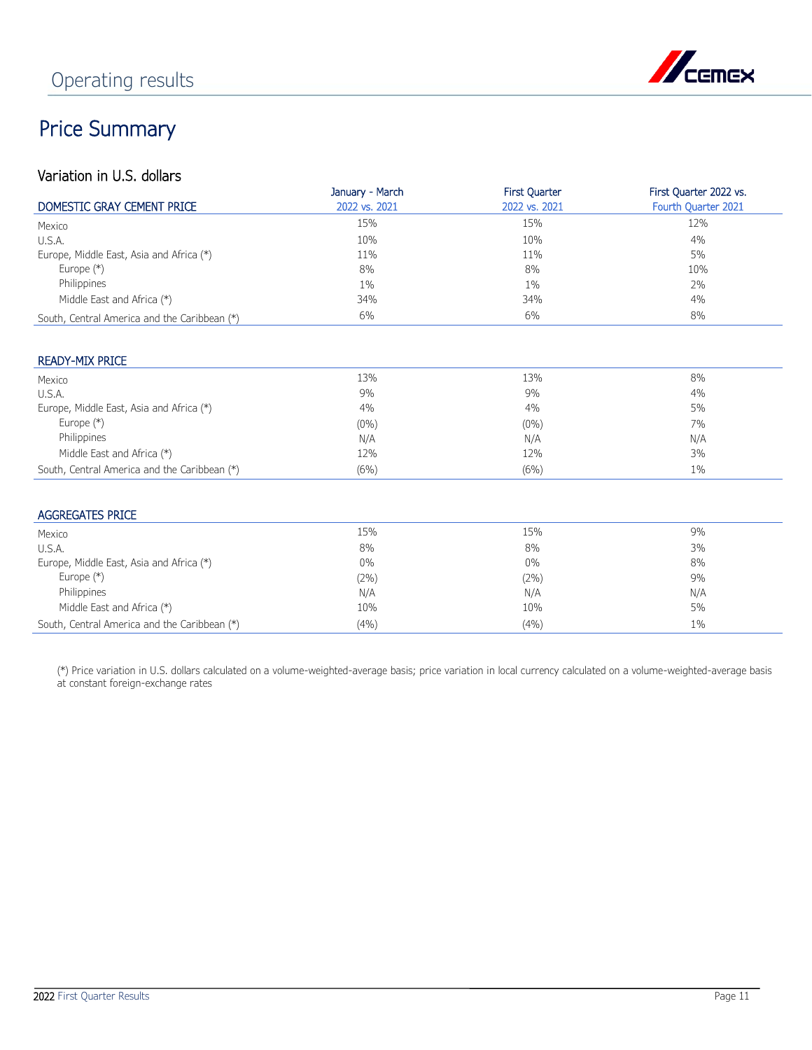# Operating results

## Price Summary

### Variation in U.S. dollars

| DOMESTIC GRAY CEMENT PRICE | January - March 2022 vs. 2021 | First Quarter 2022 vs. 2021 | First Quarter 2022 vs. Fourth Quarter 2021 |
|---|---|---|---|
| Mexico | 15% | 15% | 12% |
| U.S.A. | 10% | 10% | 4% |
| Europe, Middle East, Asia and Africa (*) | 11% | 11% | 5% |
| Europe (*) | 8% | 8% | 10% |
| Philippines | 1% | 1% | 2% |
| Middle East and Africa (*) | 34% | 34% | 4% |
| South, Central America and the Caribbean (*) | 6% | 6% | 8% |

| READY-MIX PRICE | January - March 2022 vs. 2021 | First Quarter 2022 vs. 2021 | First Quarter 2022 vs. Fourth Quarter 2021 |
|---|---|---|---|
| Mexico | 13% | 13% | 8% |
| U.S.A. | 9% | 9% | 4% |
| Europe, Middle East, Asia and Africa (*) | 4% | 4% | 5% |
| Europe (*) | (0%) | (0%) | 7% |
| Philippines | N/A | N/A | N/A |
| Middle East and Africa (*) | 12% | 12% | 3% |
| South, Central America and the Caribbean (*) | (6%) | (6%) | 1% |

| AGGREGATES PRICE | January - March 2022 vs. 2021 | First Quarter 2022 vs. 2021 | First Quarter 2022 vs. Fourth Quarter 2021 |
|---|---|---|---|
| Mexico | 15% | 15% | 9% |
| U.S.A. | 8% | 8% | 3% |
| Europe, Middle East, Asia and Africa (*) | 0% | 0% | 8% |
| Europe (*) | (2%) | (2%) | 9% |
| Philippines | N/A | N/A | N/A |
| Middle East and Africa (*) | 10% | 10% | 5% |
| South, Central America and the Caribbean (*) | (4%) | (4%) | 1% |

(*) Price variation in U.S. dollars calculated on a volume-weighted-average basis; price variation in local currency calculated on a volume-weighted-average basis at constant foreign-exchange rates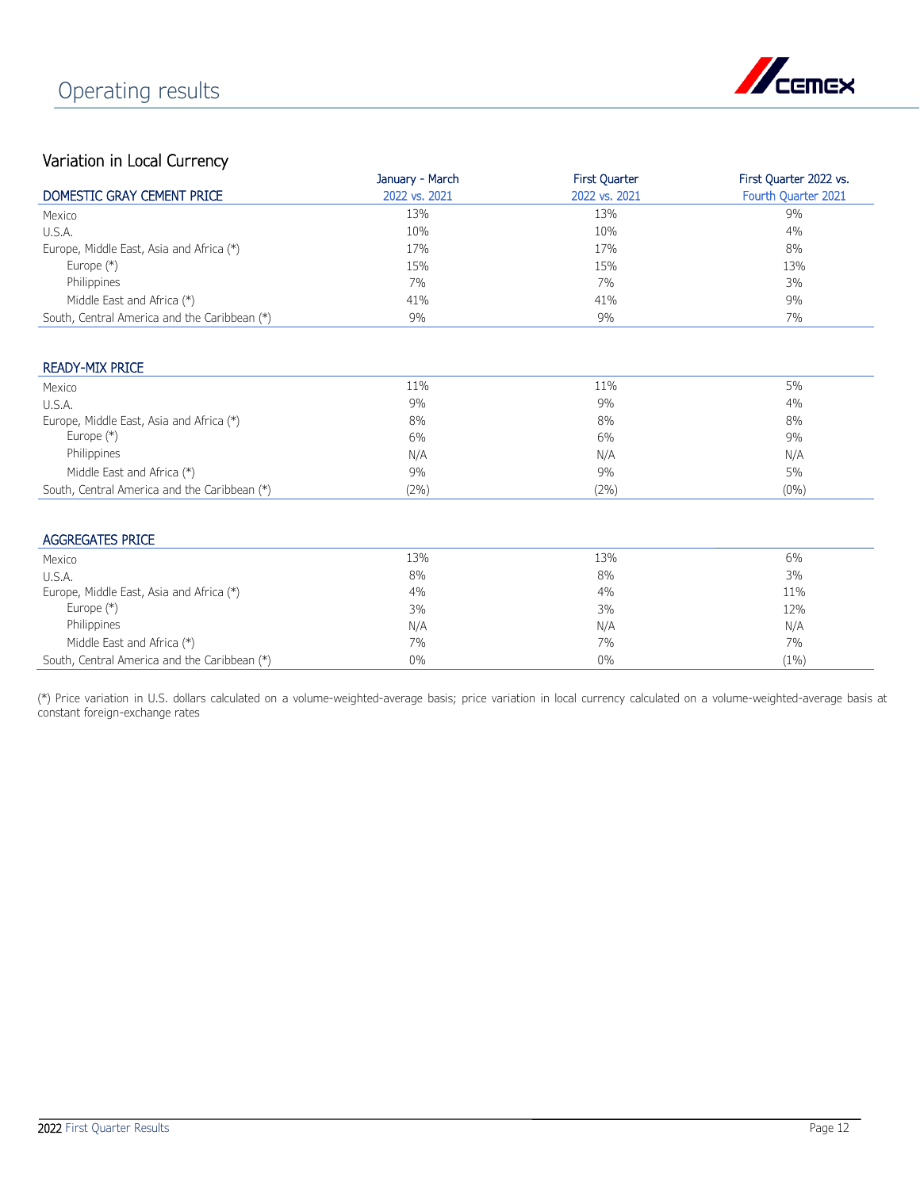# Operating results

## Variation in Local Currency

| DOMESTIC GRAY CEMENT PRICE | January - March 2022 vs. 2021 | First Quarter 2022 vs. 2021 | First Quarter 2022 vs. Fourth Quarter 2021 |
|---|---|---|---|
| Mexico | 13% | 13% | 9% |
| U.S.A. | 10% | 10% | 4% |
| Europe, Middle East, Asia and Africa (*) | 17% | 17% | 8% |
| Europe (*) | 15% | 15% | 13% |
| Philippines | 7% | 7% | 3% |
| Middle East and Africa (*) | 41% | 41% | 9% |
| South, Central America and the Caribbean (*) | 9% | 9% | 7% |

| READY-MIX PRICE | January - March 2022 vs. 2021 | First Quarter 2022 vs. 2021 | First Quarter 2022 vs. Fourth Quarter 2021 |
|---|---|---|---|
| Mexico | 11% | 11% | 5% |
| U.S.A. | 9% | 9% | 4% |
| Europe, Middle East, Asia and Africa (*) | 8% | 8% | 8% |
| Europe (*) | 6% | 6% | 9% |
| Philippines | N/A | N/A | N/A |
| Middle East and Africa (*) | 9% | 9% | 5% |
| South, Central America and the Caribbean (*) | (2%) | (2%) | (0%) |

| AGGREGATES PRICE | January - March 2022 vs. 2021 | First Quarter 2022 vs. 2021 | First Quarter 2022 vs. Fourth Quarter 2021 |
|---|---|---|---|
| Mexico | 13% | 13% | 6% |
| U.S.A. | 8% | 8% | 3% |
| Europe, Middle East, Asia and Africa (*) | 4% | 4% | 11% |
| Europe (*) | 3% | 3% | 12% |
| Philippines | N/A | N/A | N/A |
| Middle East and Africa (*) | 7% | 7% | 7% |
| South, Central America and the Caribbean (*) | 0% | 0% | (1%) |

(*) Price variation in U.S. dollars calculated on a volume-weighted-average basis; price variation in local currency calculated on a volume-weighted-average basis at constant foreign-exchange rates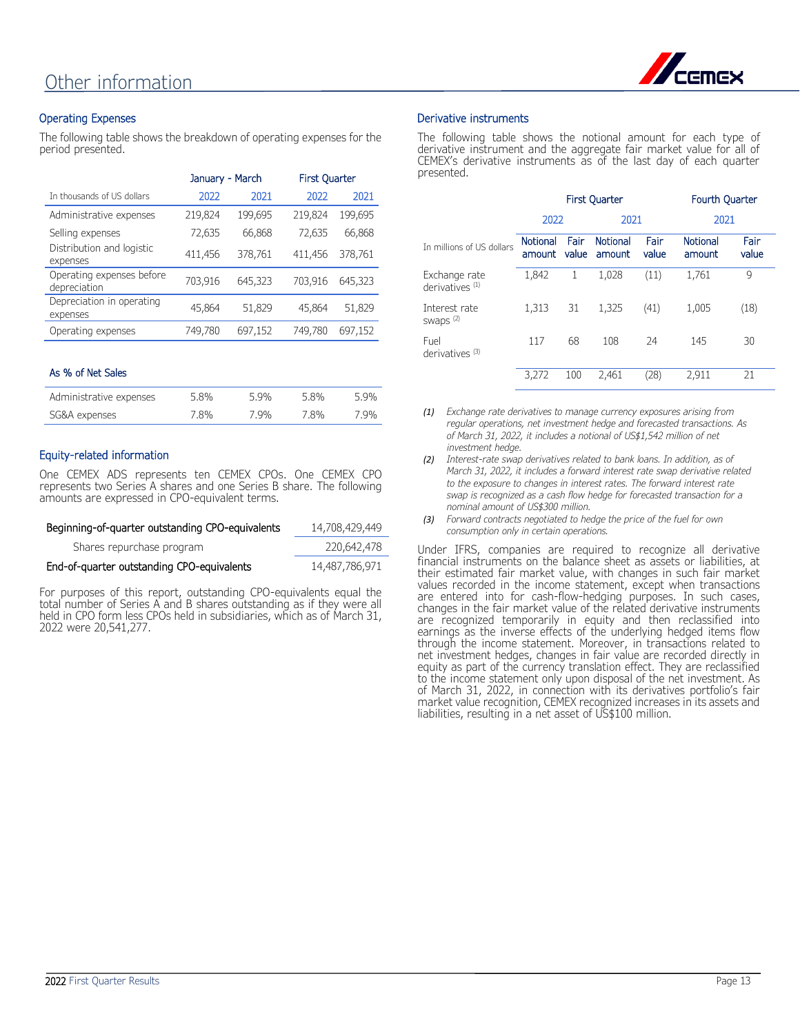# Other information

## Operating Expenses

The following table shows the breakdown of operating expenses for the period presented.

| | January - March | | First Quarter | |
|---|---|---|---|---|
| In thousands of US dollars | 2022 | 2021 | 2022 | 2021 |
| Administrative expenses | 219,824 | 199,695 | 219,824 | 199,695 |
| Selling expenses | 72,635 | 66,868 | 72,635 | 66,868 |
| Distribution and logistic expenses | 411,456 | 378,761 | 411,456 | 378,761 |
| Operating expenses before depreciation | 703,916 | 645,323 | 703,916 | 645,323 |
| Depreciation in operating expenses | 45,864 | 51,829 | 45,864 | 51,829 |
| Operating expenses | 749,780 | 697,152 | 749,780 | 697,152 |

| As % of Net Sales | | | | |
|---|---|---|---|---|
| Administrative expenses | 5.8% | 5.9% | 5.8% | 5.9% |
| SG&A expenses | 7.8% | 7.9% | 7.8% | 7.9% |

## Equity-related information

One CEMEX ADS represents ten CEMEX CPOs. One CEMEX CPO represents two Series A shares and one Series B share. The following amounts are expressed in CPO-equivalent terms.

| | |
|---|---|
| Beginning-of-quarter outstanding CPO-equivalents | 14,708,429,449 |
| Shares repurchase program | 220,642,478 |
| End-of-quarter outstanding CPO-equivalents | 14,487,786,971 |

For purposes of this report, outstanding CPO-equivalents equal the total number of Series A and B shares outstanding as if they were all held in CPO form less CPOs held in subsidiaries, which as of March 31, 2022 were 20,541,277.

## Derivative instruments

The following table shows the notional amount for each type of derivative instrument and the aggregate fair market value for all of CEMEX's derivative instruments as of the last day of each quarter presented.

| | First Quarter | | | | Fourth Quarter | |
|---|---|---|---|---|---|---|
| | 2022 | | 2021 | | 2021 | |
| In millions of US dollars | Notional amount | Fair value | Notional amount | Fair value | Notional amount | Fair value |
| Exchange rate derivatives (1) | 1,842 | 1 | 1,028 | (11) | 1,761 | 9 |
| Interest rate swaps (2) | 1,313 | 31 | 1,325 | (41) | 1,005 | (18) |
| Fuel derivatives (3) | 117 | 68 | 108 | 24 | 145 | 30 |
| | 3,272 | 100 | 2,461 | (28) | 2,911 | 21 |

*(1) Exchange rate derivatives to manage currency exposures arising from regular operations, net investment hedge and forecasted transactions. As of March 31, 2022, it includes a notional of US$1,542 million of net investment hedge.*

*(2) Interest-rate swap derivatives related to bank loans. In addition, as of March 31, 2022, it includes a forward interest rate swap derivative related to the exposure to changes in interest rates. The forward interest rate swap is recognized as a cash flow hedge for forecasted transaction for a nominal amount of US$300 million.*

*(3) Forward contracts negotiated to hedge the price of the fuel for own consumption only in certain operations.*

Under IFRS, companies are required to recognize all derivative financial instruments on the balance sheet as assets or liabilities, at their estimated fair market value, with changes in such fair market values recorded in the income statement, except when transactions are entered into for cash-flow-hedging purposes. In such cases, changes in the fair market value of the related derivative instruments are recognized temporarily in equity and then reclassified into earnings as the inverse effects of the underlying hedged items flow through the income statement. Moreover, in transactions related to net investment hedges, changes in fair value are recorded directly in equity as part of the currency translation effect. They are reclassified to the income statement only upon disposal of the net investment. As of March 31, 2022, in connection with its derivatives portfolio's fair market value recognition, CEMEX recognized increases in its assets and liabilities, resulting in a net asset of US$100 million.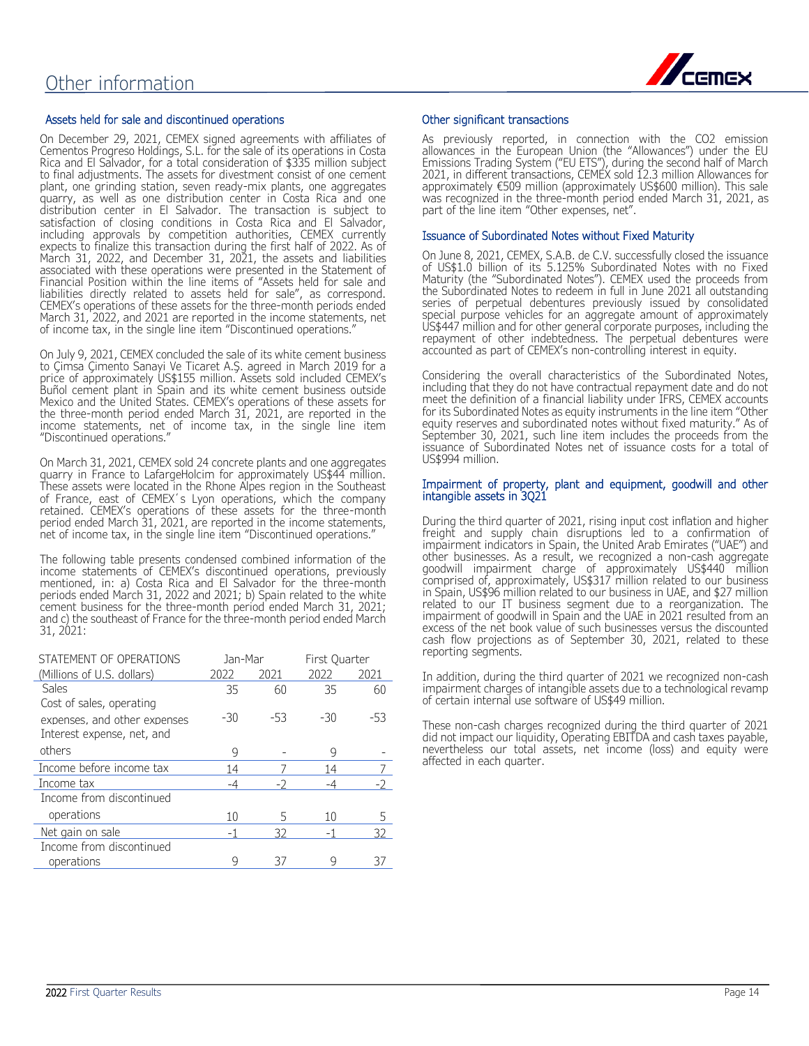# Other information

## Assets held for sale and discontinued operations

On December 29, 2021, CEMEX signed agreements with affiliates of Cementos Progreso Holdings, S.L. for the sale of its operations in Costa Rica and El Salvador, for a total consideration of $335 million subject to final adjustments. The assets for divestment consist of one cement plant, one grinding station, seven ready-mix plants, one aggregates quarry, as well as one distribution center in Costa Rica and one distribution center in El Salvador. The transaction is subject to satisfaction of closing conditions in Costa Rica and El Salvador, including approvals by competition authorities, CEMEX currently expects to finalize this transaction during the first half of 2022. As of March 31, 2022, and December 31, 2021, the assets and liabilities associated with these operations were presented in the Statement of Financial Position within the line items of "Assets held for sale and liabilities directly related to assets held for sale", as correspond. CEMEX's operations of these assets for the three-month periods ended March 31, 2022, and 2021 are reported in the income statements, net of income tax, in the single line item "Discontinued operations."

On July 9, 2021, CEMEX concluded the sale of its white cement business to Çimsa Çimento Sanayi Ve Ticaret A.Ş. agreed in March 2019 for a price of approximately US$155 million. Assets sold included CEMEX's Buñol cement plant in Spain and its white cement business outside Mexico and the United States. CEMEX's operations of these assets for the three-month period ended March 31, 2021, are reported in the income statements, net of income tax, in the single line item "Discontinued operations."

On March 31, 2021, CEMEX sold 24 concrete plants and one aggregates quarry in France to LafargeHolcim for approximately US$44 million. These assets were located in the Rhone Alpes region in the Southeast of France, east of CEMEX´s Lyon operations, which the company retained. CEMEX's operations of these assets for the three-month period ended March 31, 2021, are reported in the income statements, net of income tax, in the single line item "Discontinued operations."

The following table presents condensed combined information of the income statements of CEMEX's discontinued operations, previously mentioned, in: a) Costa Rica and El Salvador for the three-month periods ended March 31, 2022 and 2021; b) Spain related to the white cement business for the three-month period ended March 31, 2021; and c) the southeast of France for the three-month period ended March 31, 2021:

| STATEMENT OF OPERATIONS | Jan-Mar | | First Quarter | |
|---|---|---|---|---|
| (Millions of U.S. dollars) | 2022 | 2021 | 2022 | 2021 |
| Sales | 35 | 60 | 35 | 60 |
| Cost of sales, operating expenses, and other expenses | -30 | -53 | -30 | -53 |
| Interest expense, net, and others | 9 | - | 9 | - |
| Income before income tax | 14 | 7 | 14 | 7 |
| Income tax | -4 | -2 | -4 | -2 |
| Income from discontinued operations | 10 | 5 | 10 | 5 |
| Net gain on sale | -1 | 32 | -1 | 32 |
| Income from discontinued operations | 9 | 37 | 9 | 37 |

## Other significant transactions

As previously reported, in connection with the CO2 emission allowances in the European Union (the "Allowances") under the EU Emissions Trading System ("EU ETS"), during the second half of March 2021, in different transactions, CEMEX sold 12.3 million Allowances for approximately €509 million (approximately US$600 million). This sale was recognized in the three-month period ended March 31, 2021, as part of the line item "Other expenses, net".

## Issuance of Subordinated Notes without Fixed Maturity

On June 8, 2021, CEMEX, S.A.B. de C.V. successfully closed the issuance of US$1.0 billion of its 5.125% Subordinated Notes with no Fixed Maturity (the "Subordinated Notes"). CEMEX used the proceeds from the Subordinated Notes to redeem in full in June 2021 all outstanding series of perpetual debentures previously issued by consolidated special purpose vehicles for an aggregate amount of approximately US$447 million and for other general corporate purposes, including the repayment of other indebtedness. The perpetual debentures were accounted as part of CEMEX's non-controlling interest in equity.

Considering the overall characteristics of the Subordinated Notes, including that they do not have contractual repayment date and do not meet the definition of a financial liability under IFRS, CEMEX accounts for its Subordinated Notes as equity instruments in the line item "Other equity reserves and subordinated notes without fixed maturity." As of September 30, 2021, such line item includes the proceeds from the issuance of Subordinated Notes net of issuance costs for a total of US$994 million.

## Impairment of property, plant and equipment, goodwill and other intangible assets in 3Q21

During the third quarter of 2021, rising input cost inflation and higher freight and supply chain disruptions led to a confirmation of impairment indicators in Spain, the United Arab Emirates ("UAE") and other businesses. As a result, we recognized a non-cash aggregate goodwill impairment charge of approximately US$440 million comprised of, approximately, US$317 million related to our business in Spain, US$96 million related to our business in UAE, and $27 million related to our IT business segment due to a reorganization. The impairment of goodwill in Spain and the UAE in 2021 resulted from an excess of the net book value of such businesses versus the discounted cash flow projections as of September 30, 2021, related to these reporting segments.

In addition, during the third quarter of 2021 we recognized non-cash impairment charges of intangible assets due to a technological revamp of certain internal use software of US$49 million.

These non-cash charges recognized during the third quarter of 2021 did not impact our liquidity, Operating EBITDA and cash taxes payable, nevertheless our total assets, net income (loss) and equity were affected in each quarter.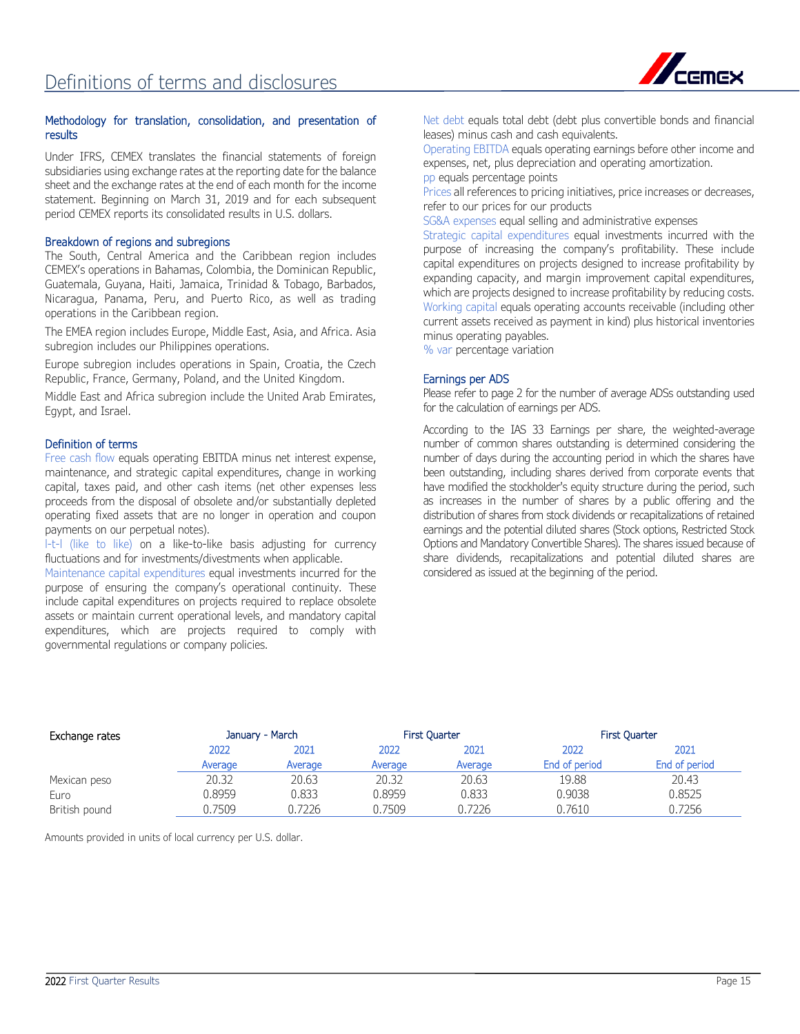# Definitions of terms and disclosures

## Methodology for translation, consolidation, and presentation of results

Under IFRS, CEMEX translates the financial statements of foreign subsidiaries using exchange rates at the reporting date for the balance sheet and the exchange rates at the end of each month for the income statement. Beginning on March 31, 2019 and for each subsequent period CEMEX reports its consolidated results in U.S. dollars.

## Breakdown of regions and subregions

The South, Central America and the Caribbean region includes CEMEX's operations in Bahamas, Colombia, the Dominican Republic, Guatemala, Guyana, Haiti, Jamaica, Trinidad & Tobago, Barbados, Nicaragua, Panama, Peru, and Puerto Rico, as well as trading operations in the Caribbean region.

The EMEA region includes Europe, Middle East, Asia, and Africa. Asia subregion includes our Philippines operations.

Europe subregion includes operations in Spain, Croatia, the Czech Republic, France, Germany, Poland, and the United Kingdom.

Middle East and Africa subregion include the United Arab Emirates, Egypt, and Israel.

## Definition of terms

Free cash flow equals operating EBITDA minus net interest expense, maintenance, and strategic capital expenditures, change in working capital, taxes paid, and other cash items (net other expenses less proceeds from the disposal of obsolete and/or substantially depleted operating fixed assets that are no longer in operation and coupon payments on our perpetual notes).

l-t-l (like to like) on a like-to-like basis adjusting for currency fluctuations and for investments/divestments when applicable.

Maintenance capital expenditures equal investments incurred for the purpose of ensuring the company's operational continuity. These include capital expenditures on projects required to replace obsolete assets or maintain current operational levels, and mandatory capital expenditures, which are projects required to comply with governmental regulations or company policies.

Net debt equals total debt (debt plus convertible bonds and financial leases) minus cash and cash equivalents.

Operating EBITDA equals operating earnings before other income and expenses, net, plus depreciation and operating amortization.

pp equals percentage points

Prices all references to pricing initiatives, price increases or decreases, refer to our prices for our products

SG&A expenses equal selling and administrative expenses

Strategic capital expenditures equal investments incurred with the purpose of increasing the company's profitability. These include capital expenditures on projects designed to increase profitability by expanding capacity, and margin improvement capital expenditures, which are projects designed to increase profitability by reducing costs.

Working capital equals operating accounts receivable (including other current assets received as payment in kind) plus historical inventories minus operating payables.

% var percentage variation

## Earnings per ADS

Please refer to page 2 for the number of average ADSs outstanding used for the calculation of earnings per ADS.

According to the IAS 33 Earnings per share, the weighted-average number of common shares outstanding is determined considering the number of days during the accounting period in which the shares have been outstanding, including shares derived from corporate events that have modified the stockholder's equity structure during the period, such as increases in the number of shares by a public offering and the distribution of shares from stock dividends or recapitalizations of retained earnings and the potential diluted shares (Stock options, Restricted Stock Options and Mandatory Convertible Shares). The shares issued because of share dividends, recapitalizations and potential diluted shares are considered as issued at the beginning of the period.

| Exchange rates | January - March | | First Quarter | | First Quarter | |
|---|---|---|---|---|---|---|
| | 2022 | 2021 | 2022 | 2021 | 2022 | 2021 |
| | Average | Average | Average | Average | End of period | End of period |
| Mexican peso | 20.32 | 20.63 | 20.32 | 20.63 | 19.88 | 20.43 |
| Euro | 0.8959 | 0.833 | 0.8959 | 0.833 | 0.9038 | 0.8525 |
| British pound | 0.7509 | 0.7226 | 0.7509 | 0.7226 | 0.7610 | 0.7256 |

Amounts provided in units of local currency per U.S. dollar.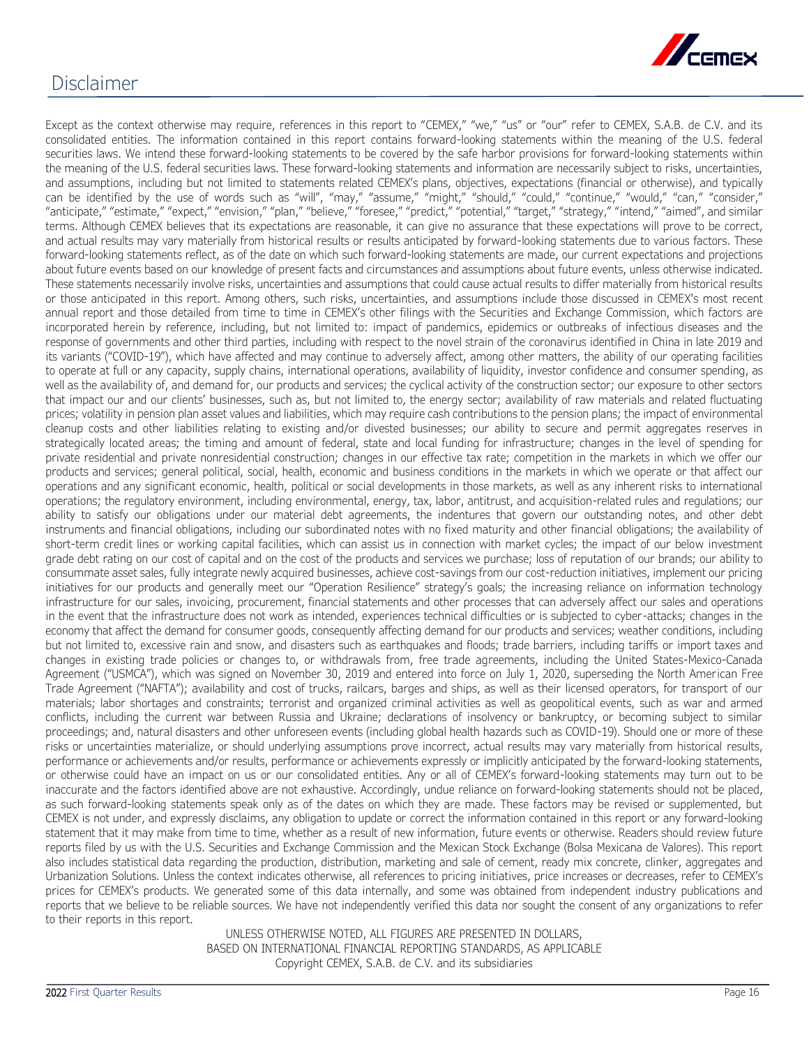# Disclaimer

Except as the context otherwise may require, references in this report to "CEMEX," "we," "us" or "our" refer to CEMEX, S.A.B. de C.V. and its consolidated entities. The information contained in this report contains forward-looking statements within the meaning of the U.S. federal securities laws. We intend these forward-looking statements to be covered by the safe harbor provisions for forward-looking statements within the meaning of the U.S. federal securities laws. These forward-looking statements and information are necessarily subject to risks, uncertainties, and assumptions, including but not limited to statements related CEMEX's plans, objectives, expectations (financial or otherwise), and typically can be identified by the use of words such as "will", "may," "assume," "might," "should," "could," "continue," "would," "can," "consider," "anticipate," "estimate," "expect," "envision," "plan," "believe," "foresee," "predict," "potential," "target," "strategy," "intend," "aimed", and similar terms. Although CEMEX believes that its expectations are reasonable, it can give no assurance that these expectations will prove to be correct, and actual results may vary materially from historical results or results anticipated by forward-looking statements due to various factors. These forward-looking statements reflect, as of the date on which such forward-looking statements are made, our current expectations and projections about future events based on our knowledge of present facts and circumstances and assumptions about future events, unless otherwise indicated. These statements necessarily involve risks, uncertainties and assumptions that could cause actual results to differ materially from historical results or those anticipated in this report. Among others, such risks, uncertainties, and assumptions include those discussed in CEMEX's most recent annual report and those detailed from time to time in CEMEX's other filings with the Securities and Exchange Commission, which factors are incorporated herein by reference, including, but not limited to: impact of pandemics, epidemics or outbreaks of infectious diseases and the response of governments and other third parties, including with respect to the novel strain of the coronavirus identified in China in late 2019 and its variants ("COVID-19"), which have affected and may continue to adversely affect, among other matters, the ability of our operating facilities to operate at full or any capacity, supply chains, international operations, availability of liquidity, investor confidence and consumer spending, as well as the availability of, and demand for, our products and services; the cyclical activity of the construction sector; our exposure to other sectors that impact our and our clients' businesses, such as, but not limited to, the energy sector; availability of raw materials and related fluctuating prices; volatility in pension plan asset values and liabilities, which may require cash contributions to the pension plans; the impact of environmental cleanup costs and other liabilities relating to existing and/or divested businesses; our ability to secure and permit aggregates reserves in strategically located areas; the timing and amount of federal, state and local funding for infrastructure; changes in the level of spending for private residential and private nonresidential construction; changes in our effective tax rate; competition in the markets in which we offer our products and services; general political, social, health, economic and business conditions in the markets in which we operate or that affect our operations and any significant economic, health, political or social developments in those markets, as well as any inherent risks to international operations; the regulatory environment, including environmental, energy, tax, labor, antitrust, and acquisition-related rules and regulations; our ability to satisfy our obligations under our material debt agreements, the indentures that govern our outstanding notes, and other debt instruments and financial obligations, including our subordinated notes with no fixed maturity and other financial obligations; the availability of short-term credit lines or working capital facilities, which can assist us in connection with market cycles; the impact of our below investment grade debt rating on our cost of capital and on the cost of the products and services we purchase; loss of reputation of our brands; our ability to consummate asset sales, fully integrate newly acquired businesses, achieve cost-savings from our cost-reduction initiatives, implement our pricing initiatives for our products and generally meet our "Operation Resilience" strategy's goals; the increasing reliance on information technology infrastructure for our sales, invoicing, procurement, financial statements and other processes that can adversely affect our sales and operations in the event that the infrastructure does not work as intended, experiences technical difficulties or is subjected to cyber-attacks; changes in the economy that affect the demand for consumer goods, consequently affecting demand for our products and services; weather conditions, including but not limited to, excessive rain and snow, and disasters such as earthquakes and floods; trade barriers, including tariffs or import taxes and changes in existing trade policies or changes to, or withdrawals from, free trade agreements, including the United States-Mexico-Canada Agreement ("USMCA"), which was signed on November 30, 2019 and entered into force on July 1, 2020, superseding the North American Free Trade Agreement ("NAFTA"); availability and cost of trucks, railcars, barges and ships, as well as their licensed operators, for transport of our materials; labor shortages and constraints; terrorist and organized criminal activities as well as geopolitical events, such as war and armed conflicts, including the current war between Russia and Ukraine; declarations of insolvency or bankruptcy, or becoming subject to similar proceedings; and, natural disasters and other unforeseen events (including global health hazards such as COVID-19). Should one or more of these risks or uncertainties materialize, or should underlying assumptions prove incorrect, actual results may vary materially from historical results, performance or achievements and/or results, performance or achievements expressly or implicitly anticipated by the forward-looking statements, or otherwise could have an impact on us or our consolidated entities. Any or all of CEMEX's forward-looking statements may turn out to be inaccurate and the factors identified above are not exhaustive. Accordingly, undue reliance on forward-looking statements should not be placed, as such forward-looking statements speak only as of the dates on which they are made. These factors may be revised or supplemented, but CEMEX is not under, and expressly disclaims, any obligation to update or correct the information contained in this report or any forward-looking statement that it may make from time to time, whether as a result of new information, future events or otherwise. Readers should review future reports filed by us with the U.S. Securities and Exchange Commission and the Mexican Stock Exchange (Bolsa Mexicana de Valores). This report also includes statistical data regarding the production, distribution, marketing and sale of cement, ready mix concrete, clinker, aggregates and Urbanization Solutions. Unless the context indicates otherwise, all references to pricing initiatives, price increases or decreases, refer to CEMEX's prices for CEMEX's products. We generated some of this data internally, and some was obtained from independent industry publications and reports that we believe to be reliable sources. We have not independently verified this data nor sought the consent of any organizations to refer to their reports in this report.

UNLESS OTHERWISE NOTED, ALL FIGURES ARE PRESENTED IN DOLLARS,
BASED ON INTERNATIONAL FINANCIAL REPORTING STANDARDS, AS APPLICABLE
Copyright CEMEX, S.A.B. de C.V. and its subsidiaries